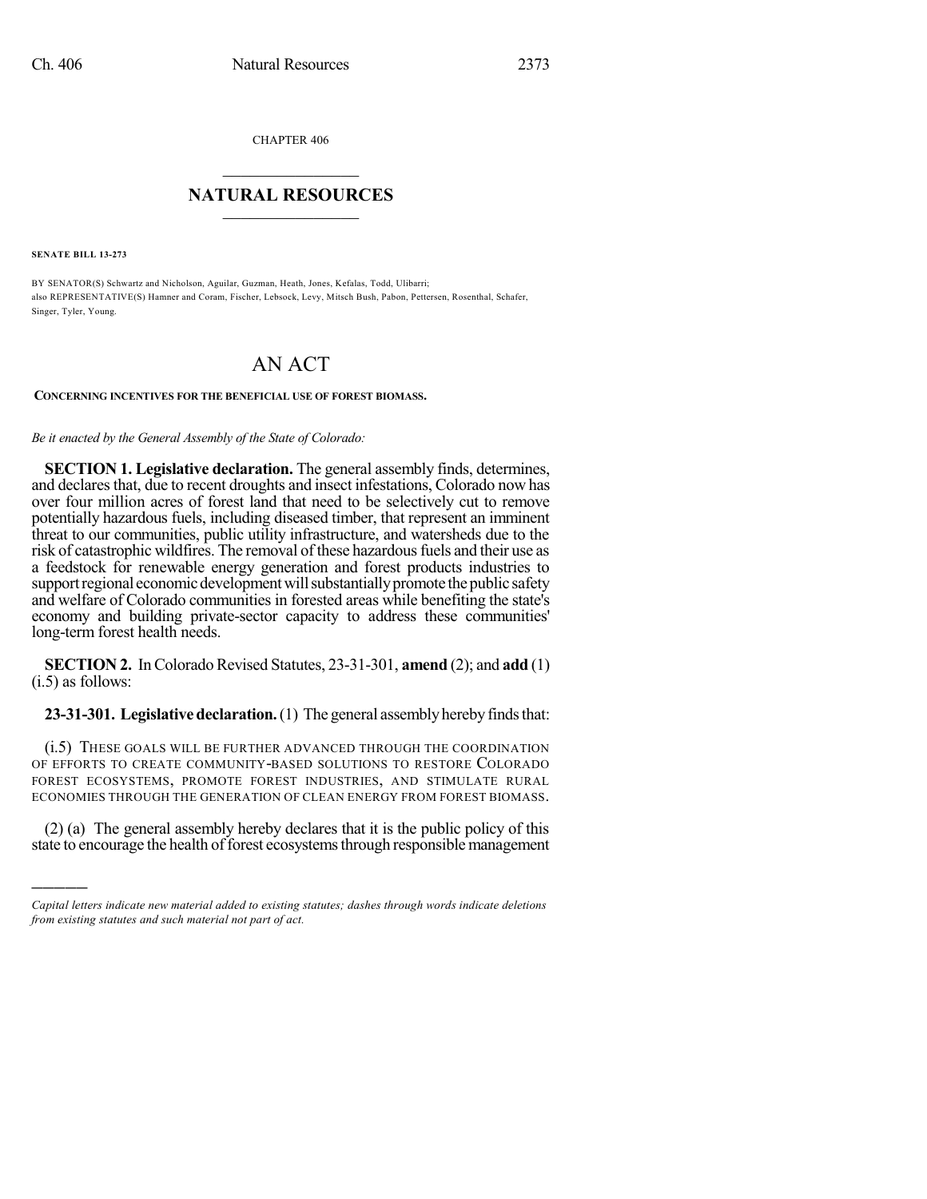CHAPTER 406

# NATURAL RESOURCES

**SENATE BILL 13-273**

BY SENATOR(S) Schwartz and Nicholson, Aguilar, Guzman, Heath, Jones, Kefalas, Todd, Ulibarri;
also REPRESENTATIVE(S) Hamner and Coram, Fischer, Lebsock, Levy, Mitsch Bush, Pabon, Pettersen, Rosenthal, Schafer, Singer, Tyler, Young.

# AN ACT

**CONCERNING INCENTIVES FOR THE BENEFICIAL USE OF FOREST BIOMASS.**

*Be it enacted by the General Assembly of the State of Colorado:*

**SECTION 1. Legislative declaration.** The general assembly finds, determines, and declares that, due to recent droughts and insect infestations, Colorado now has over four million acres of forest land that need to be selectively cut to remove potentially hazardous fuels, including diseased timber, that represent an imminent threat to our communities, public utility infrastructure, and watersheds due to the risk of catastrophic wildfires. The removal of these hazardous fuels and their use as a feedstock for renewable energy generation and forest products industries to support regional economic development will substantially promote the public safety and welfare of Colorado communities in forested areas while benefiting the state's economy and building private-sector capacity to address these communities' long-term forest health needs.

**SECTION 2.** In Colorado Revised Statutes, 23-31-301, **amend** (2); and **add** (1) (i.5) as follows:

**23-31-301. Legislative declaration.** (1) The general assembly hereby finds that:

(i.5) THESE GOALS WILL BE FURTHER ADVANCED THROUGH THE COORDINATION OF EFFORTS TO CREATE COMMUNITY-BASED SOLUTIONS TO RESTORE COLORADO FOREST ECOSYSTEMS, PROMOTE FOREST INDUSTRIES, AND STIMULATE RURAL ECONOMIES THROUGH THE GENERATION OF CLEAN ENERGY FROM FOREST BIOMASS.

(2) (a) The general assembly hereby declares that it is the public policy of this state to encourage the health of forest ecosystems through responsible management

---

*Capital letters indicate new material added to existing statutes; dashes through words indicate deletions from existing statutes and such material not part of act.*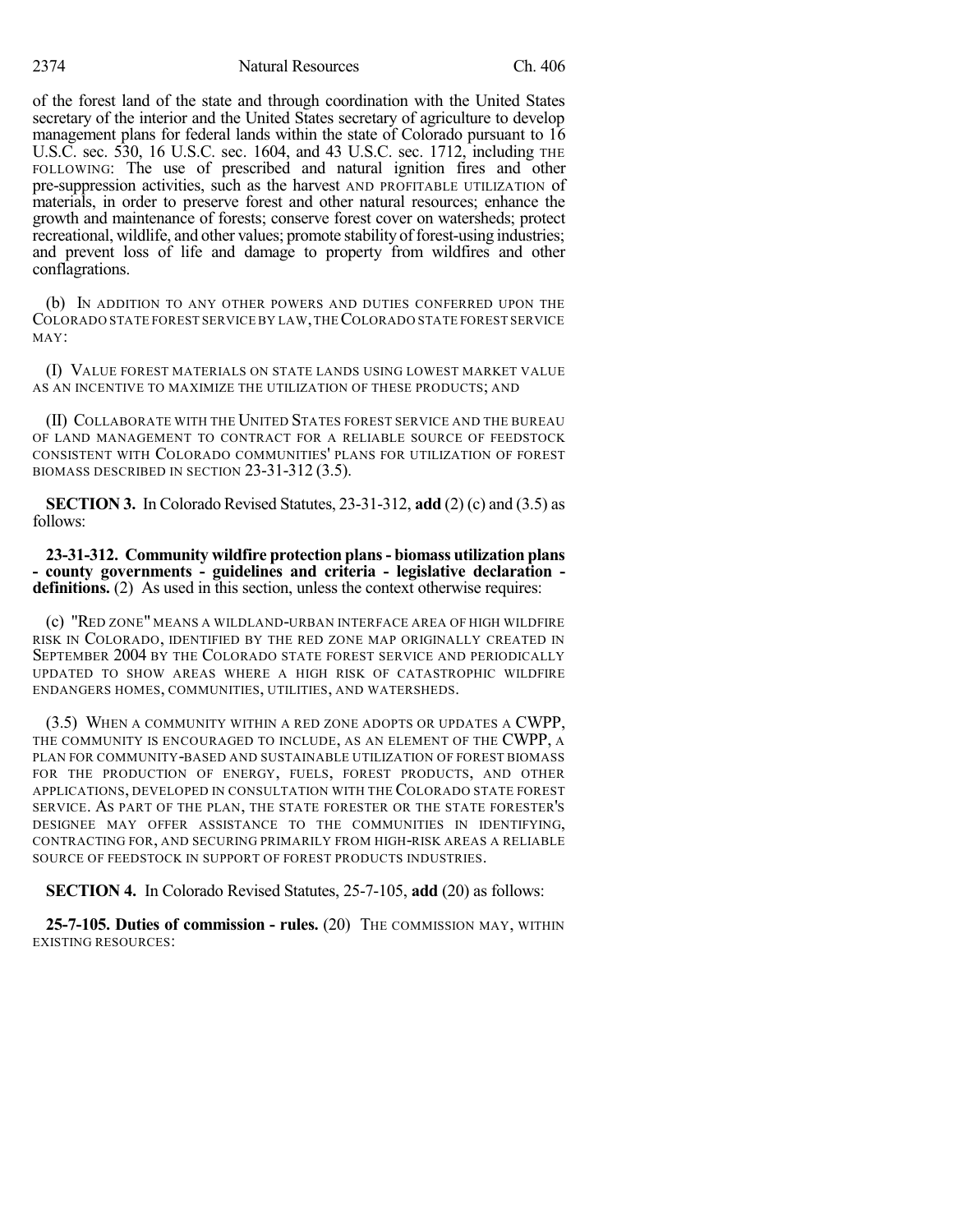of the forest land of the state and through coordination with the United States secretary of the interior and the United States secretary of agriculture to develop management plans for federal lands within the state of Colorado pursuant to 16 U.S.C. sec. 530, 16 U.S.C. sec. 1604, and 43 U.S.C. sec. 1712, including THE FOLLOWING: The use of prescribed and natural ignition fires and other pre-suppression activities, such as the harvest AND PROFITABLE UTILIZATION of materials, in order to preserve forest and other natural resources; enhance the growth and maintenance of forests; conserve forest cover on watersheds; protect recreational, wildlife, and other values; promote stability of forest-using industries; and prevent loss of life and damage to property from wildfires and other conflagrations.

(b) IN ADDITION TO ANY OTHER POWERS AND DUTIES CONFERRED UPON THE COLORADO STATE FOREST SERVICE BY LAW, THE COLORADO STATE FOREST SERVICE MAY:

(I) VALUE FOREST MATERIALS ON STATE LANDS USING LOWEST MARKET VALUE AS AN INCENTIVE TO MAXIMIZE THE UTILIZATION OF THESE PRODUCTS; AND

(II) COLLABORATE WITH THE UNITED STATES FOREST SERVICE AND THE BUREAU OF LAND MANAGEMENT TO CONTRACT FOR A RELIABLE SOURCE OF FEEDSTOCK CONSISTENT WITH COLORADO COMMUNITIES' PLANS FOR UTILIZATION OF FOREST BIOMASS DESCRIBED IN SECTION 23-31-312 (3.5).

**SECTION 3.** In Colorado Revised Statutes, 23-31-312, **add** (2) (c) and (3.5) as follows:

**23-31-312. Community wildfire protection plans - biomass utilization plans - county governments - guidelines and criteria - legislative declaration - definitions.** (2) As used in this section, unless the context otherwise requires:

(c) "RED ZONE" MEANS A WILDLAND-URBAN INTERFACE AREA OF HIGH WILDFIRE RISK IN COLORADO, IDENTIFIED BY THE RED ZONE MAP ORIGINALLY CREATED IN SEPTEMBER 2004 BY THE COLORADO STATE FOREST SERVICE AND PERIODICALLY UPDATED TO SHOW AREAS WHERE A HIGH RISK OF CATASTROPHIC WILDFIRE ENDANGERS HOMES, COMMUNITIES, UTILITIES, AND WATERSHEDS.

(3.5) WHEN A COMMUNITY WITHIN A RED ZONE ADOPTS OR UPDATES A CWPP, THE COMMUNITY IS ENCOURAGED TO INCLUDE, AS AN ELEMENT OF THE CWPP, A PLAN FOR COMMUNITY-BASED AND SUSTAINABLE UTILIZATION OF FOREST BIOMASS FOR THE PRODUCTION OF ENERGY, FUELS, FOREST PRODUCTS, AND OTHER APPLICATIONS, DEVELOPED IN CONSULTATION WITH THE COLORADO STATE FOREST SERVICE. AS PART OF THE PLAN, THE STATE FORESTER OR THE STATE FORESTER'S DESIGNEE MAY OFFER ASSISTANCE TO THE COMMUNITIES IN IDENTIFYING, CONTRACTING FOR, AND SECURING PRIMARILY FROM HIGH-RISK AREAS A RELIABLE SOURCE OF FEEDSTOCK IN SUPPORT OF FOREST PRODUCTS INDUSTRIES.

**SECTION 4.** In Colorado Revised Statutes, 25-7-105, **add** (20) as follows:

**25-7-105. Duties of commission - rules.** (20) THE COMMISSION MAY, WITHIN EXISTING RESOURCES: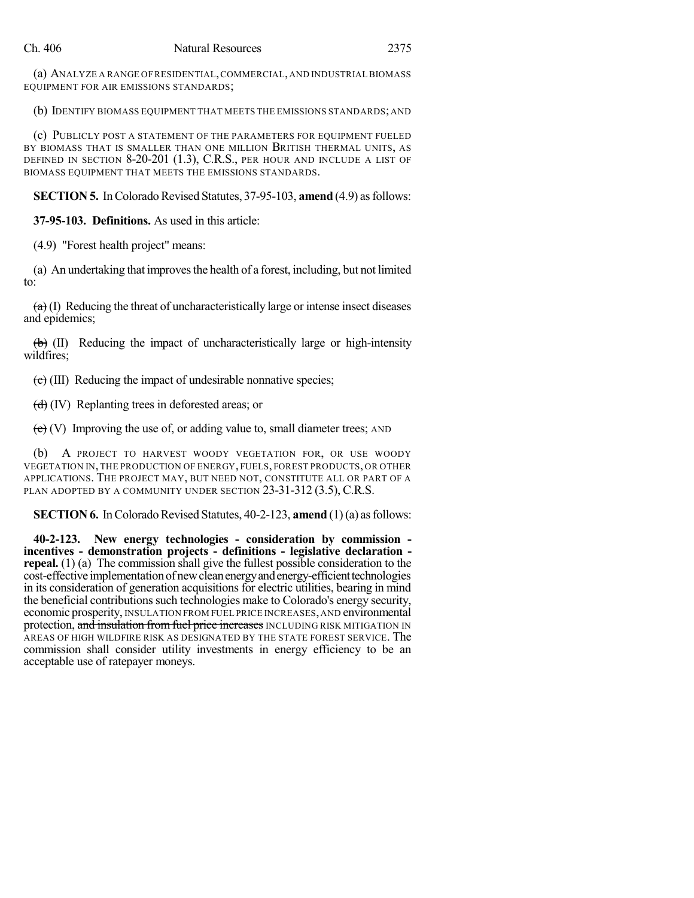(a) ANALYZE A RANGE OF RESIDENTIAL, COMMERCIAL, AND INDUSTRIAL BIOMASS EQUIPMENT FOR AIR EMISSIONS STANDARDS;

(b) IDENTIFY BIOMASS EQUIPMENT THAT MEETS THE EMISSIONS STANDARDS; AND

(c) PUBLICLY POST A STATEMENT OF THE PARAMETERS FOR EQUIPMENT FUELED BY BIOMASS THAT IS SMALLER THAN ONE MILLION BRITISH THERMAL UNITS, AS DEFINED IN SECTION 8-20-201 (1.3), C.R.S., PER HOUR AND INCLUDE A LIST OF BIOMASS EQUIPMENT THAT MEETS THE EMISSIONS STANDARDS.

**SECTION 5.** In Colorado Revised Statutes, 37-95-103, **amend** (4.9) as follows:

**37-95-103. Definitions.** As used in this article:

(4.9) "Forest health project" means:

(a) An undertaking that improves the health of a forest, including, but not limited to:

~~(a)~~ (I) Reducing the threat of uncharacteristically large or intense insect diseases and epidemics;

~~(b)~~ (II) Reducing the impact of uncharacteristically large or high-intensity wildfires;

~~(c)~~ (III) Reducing the impact of undesirable nonnative species;

~~(d)~~ (IV) Replanting trees in deforested areas; or

~~(e)~~ (V) Improving the use of, or adding value to, small diameter trees; AND

(b) A PROJECT TO HARVEST WOODY VEGETATION FOR, OR USE WOODY VEGETATION IN, THE PRODUCTION OF ENERGY, FUELS, FOREST PRODUCTS, OR OTHER APPLICATIONS. THE PROJECT MAY, BUT NEED NOT, CONSTITUTE ALL OR PART OF A PLAN ADOPTED BY A COMMUNITY UNDER SECTION 23-31-312 (3.5), C.R.S.

**SECTION 6.** In Colorado Revised Statutes, 40-2-123, **amend** (1) (a) as follows:

**40-2-123. New energy technologies - consideration by commission - incentives - demonstration projects - definitions - legislative declaration - repeal.** (1) (a) The commission shall give the fullest possible consideration to the cost-effective implementation of new clean energy and energy-efficient technologies in its consideration of generation acquisitions for electric utilities, bearing in mind the beneficial contributions such technologies make to Colorado's energy security, economic prosperity, INSULATION FROM FUEL PRICE INCREASES, AND environmental protection, ~~and insulation from fuel price increases~~ INCLUDING RISK MITIGATION IN AREAS OF HIGH WILDFIRE RISK AS DESIGNATED BY THE STATE FOREST SERVICE. The commission shall consider utility investments in energy efficiency to be an acceptable use of ratepayer moneys.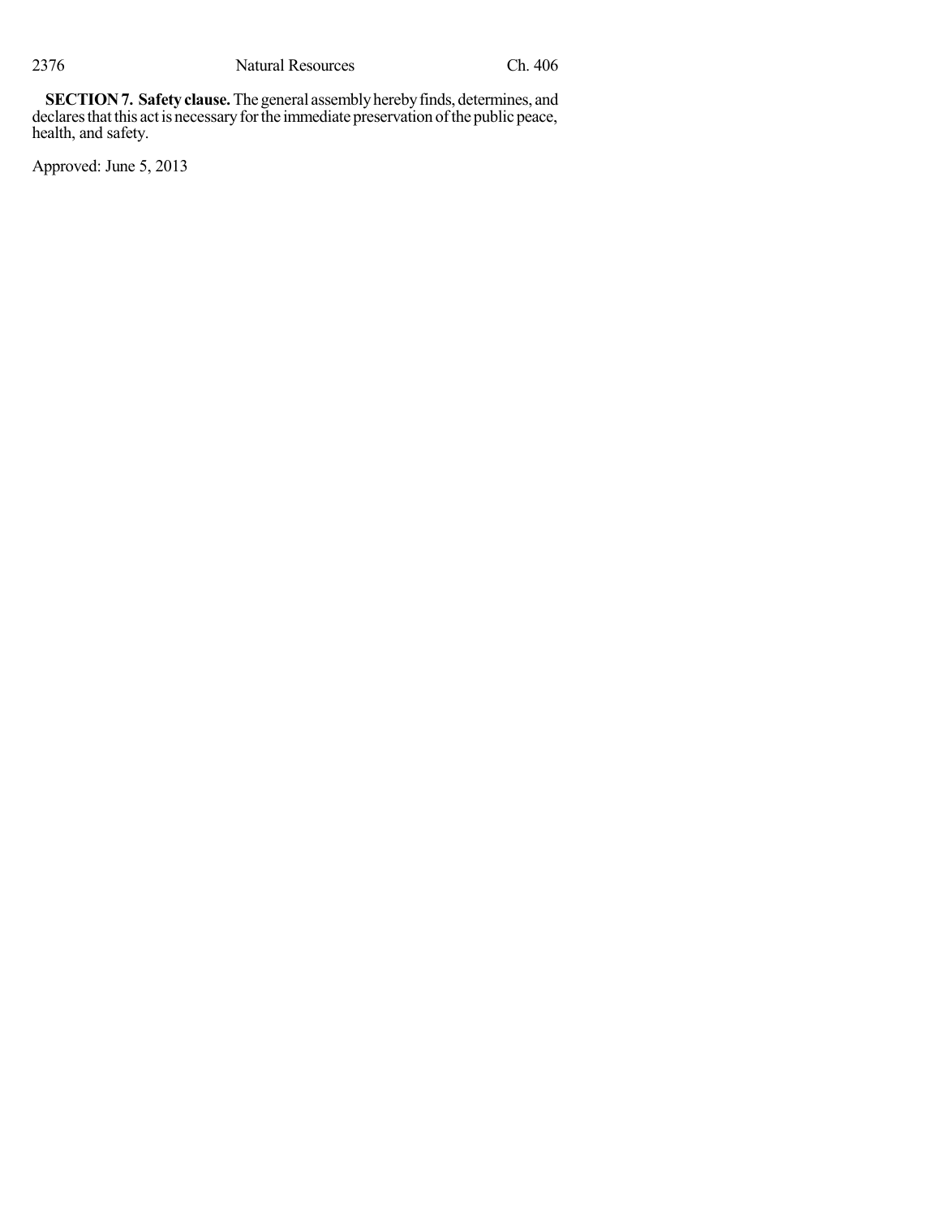**SECTION 7. Safety clause.** The general assembly hereby finds, determines, and declares that this act is necessary for the immediate preservation of the public peace, health, and safety.

Approved: June 5, 2013